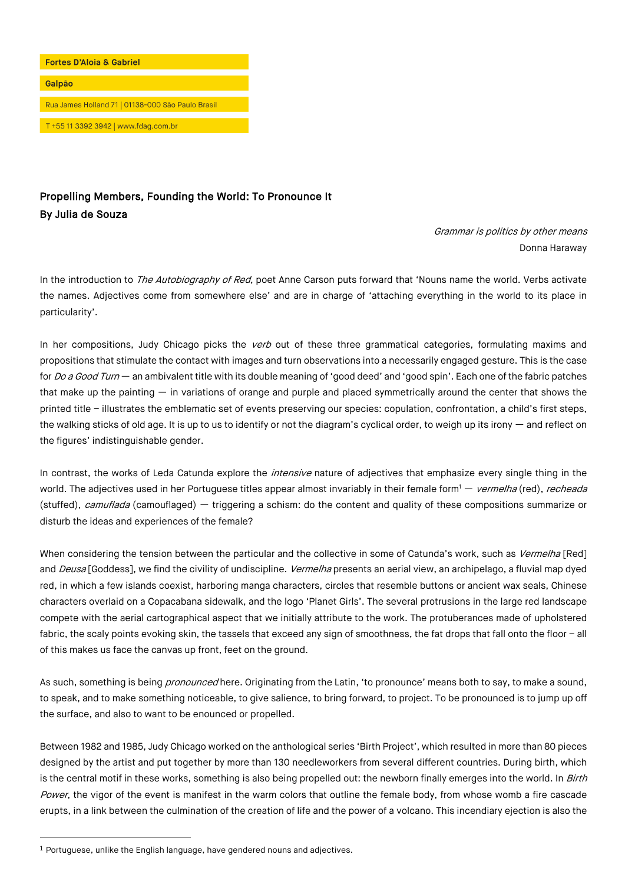Fortes D'Aloia & Gabriel

Galpão

Rua James Holland 71 | 01138-000 São Paulo Brasil

T +55 11 3392 3942 | www.fdag.com.br

## Propelling Members, Founding the World: To Pronounce It
## By Julia de Souza

*Grammar is politics by other means*
Donna Haraway

In the introduction to *The Autobiography of Red*, poet Anne Carson puts forward that 'Nouns name the world. Verbs activate the names. Adjectives come from somewhere else' and are in charge of 'attaching everything in the world to its place in particularity'.

In her compositions, Judy Chicago picks the *verb* out of these three grammatical categories, formulating maxims and propositions that stimulate the contact with images and turn observations into a necessarily engaged gesture. This is the case for *Do a Good Turn* — an ambivalent title with its double meaning of 'good deed' and 'good spin'. Each one of the fabric patches that make up the painting — in variations of orange and purple and placed symmetrically around the center that shows the printed title – illustrates the emblematic set of events preserving our species: copulation, confrontation, a child's first steps, the walking sticks of old age. It is up to us to identify or not the diagram's cyclical order, to weigh up its irony — and reflect on the figures' indistinguishable gender.

In contrast, the works of Leda Catunda explore the *intensive* nature of adjectives that emphasize every single thing in the world. The adjectives used in her Portuguese titles appear almost invariably in their female form[1] — *vermelha* (red), *recheada* (stuffed), *camuflada* (camouflaged) — triggering a schism: do the content and quality of these compositions summarize or disturb the ideas and experiences of the female?

When considering the tension between the particular and the collective in some of Catunda's work, such as *Vermelha* [Red] and *Deusa* [Goddess], we find the civility of undiscipline. *Vermelha* presents an aerial view, an archipelago, a fluvial map dyed red, in which a few islands coexist, harboring manga characters, circles that resemble buttons or ancient wax seals, Chinese characters overlaid on a Copacabana sidewalk, and the logo 'Planet Girls'. The several protrusions in the large red landscape compete with the aerial cartographical aspect that we initially attribute to the work. The protuberances made of upholstered fabric, the scaly points evoking skin, the tassels that exceed any sign of smoothness, the fat drops that fall onto the floor – all of this makes us face the canvas up front, feet on the ground.

As such, something is being *pronounced* here. Originating from the Latin, 'to pronounce' means both to say, to make a sound, to speak, and to make something noticeable, to give salience, to bring forward, to project. To be pronounced is to jump up off the surface, and also to want to be enounced or propelled.

Between 1982 and 1985, Judy Chicago worked on the anthological series 'Birth Project', which resulted in more than 80 pieces designed by the artist and put together by more than 130 needleworkers from several different countries. During birth, which is the central motif in these works, something is also being propelled out: the newborn finally emerges into the world. In *Birth Power*, the vigor of the event is manifest in the warm colors that outline the female body, from whose womb a fire cascade erupts, in a link between the culmination of the creation of life and the power of a volcano. This incendiary ejection is also the

---

[1] Portuguese, unlike the English language, have gendered nouns and adjectives.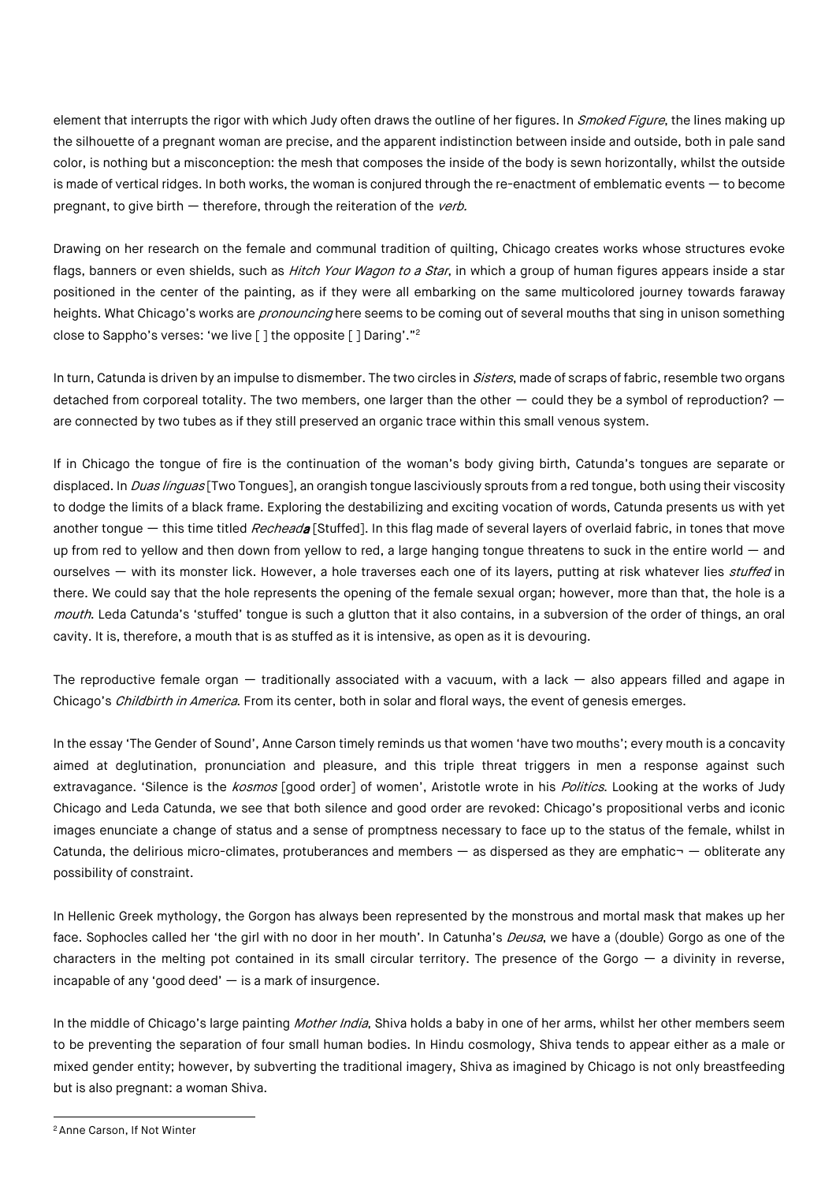element that interrupts the rigor with which Judy often draws the outline of her figures. In *Smoked Figure*, the lines making up the silhouette of a pregnant woman are precise, and the apparent indistinction between inside and outside, both in pale sand color, is nothing but a misconception: the mesh that composes the inside of the body is sewn horizontally, whilst the outside is made of vertical ridges. In both works, the woman is conjured through the re-enactment of emblematic events — to become pregnant, to give birth — therefore, through the reiteration of the *verb.*

Drawing on her research on the female and communal tradition of quilting, Chicago creates works whose structures evoke flags, banners or even shields, such as *Hitch Your Wagon to a Star*, in which a group of human figures appears inside a star positioned in the center of the painting, as if they were all embarking on the same multicolored journey towards faraway heights. What Chicago's works are *pronouncing* here seems to be coming out of several mouths that sing in unison something close to Sappho's verses: 'we live [ ] the opposite [ ] Daring'."[2]

In turn, Catunda is driven by an impulse to dismember. The two circles in *Sisters*, made of scraps of fabric, resemble two organs detached from corporeal totality. The two members, one larger than the other — could they be a symbol of reproduction? — are connected by two tubes as if they still preserved an organic trace within this small venous system.

If in Chicago the tongue of fire is the continuation of the woman's body giving birth, Catunda's tongues are separate or displaced. In *Duas línguas* [Two Tongues], an orangish tongue lasciviously sprouts from a red tongue, both using their viscosity to dodge the limits of a black frame. Exploring the destabilizing and exciting vocation of words, Catunda presents us with yet another tongue — this time titled *Recheada* [Stuffed]. In this flag made of several layers of overlaid fabric, in tones that move up from red to yellow and then down from yellow to red, a large hanging tongue threatens to suck in the entire world — and ourselves — with its monster lick. However, a hole traverses each one of its layers, putting at risk whatever lies *stuffed* in there. We could say that the hole represents the opening of the female sexual organ; however, more than that, the hole is a *mouth*. Leda Catunda's 'stuffed' tongue is such a glutton that it also contains, in a subversion of the order of things, an oral cavity. It is, therefore, a mouth that is as stuffed as it is intensive, as open as it is devouring.

The reproductive female organ — traditionally associated with a vacuum, with a lack — also appears filled and agape in Chicago's *Childbirth in America*. From its center, both in solar and floral ways, the event of genesis emerges.

In the essay 'The Gender of Sound', Anne Carson timely reminds us that women 'have two mouths'; every mouth is a concavity aimed at deglutination, pronunciation and pleasure, and this triple threat triggers in men a response against such extravagance. 'Silence is the *kosmos* [good order] of women', Aristotle wrote in his *Politics*. Looking at the works of Judy Chicago and Leda Catunda, we see that both silence and good order are revoked: Chicago's propositional verbs and iconic images enunciate a change of status and a sense of promptness necessary to face up to the status of the female, whilst in Catunda, the delirious micro-climates, protuberances and members — as dispersed as they are emphatic¬ — obliterate any possibility of constraint.

In Hellenic Greek mythology, the Gorgon has always been represented by the monstrous and mortal mask that makes up her face. Sophocles called her 'the girl with no door in her mouth'. In Catunha's *Deusa*, we have a (double) Gorgo as one of the characters in the melting pot contained in its small circular territory. The presence of the Gorgo — a divinity in reverse, incapable of any 'good deed' — is a mark of insurgence.

In the middle of Chicago's large painting *Mother India*, Shiva holds a baby in one of her arms, whilst her other members seem to be preventing the separation of four small human bodies. In Hindu cosmology, Shiva tends to appear either as a male or mixed gender entity; however, by subverting the traditional imagery, Shiva as imagined by Chicago is not only breastfeeding but is also pregnant: a woman Shiva.

[2] Anne Carson, If Not Winter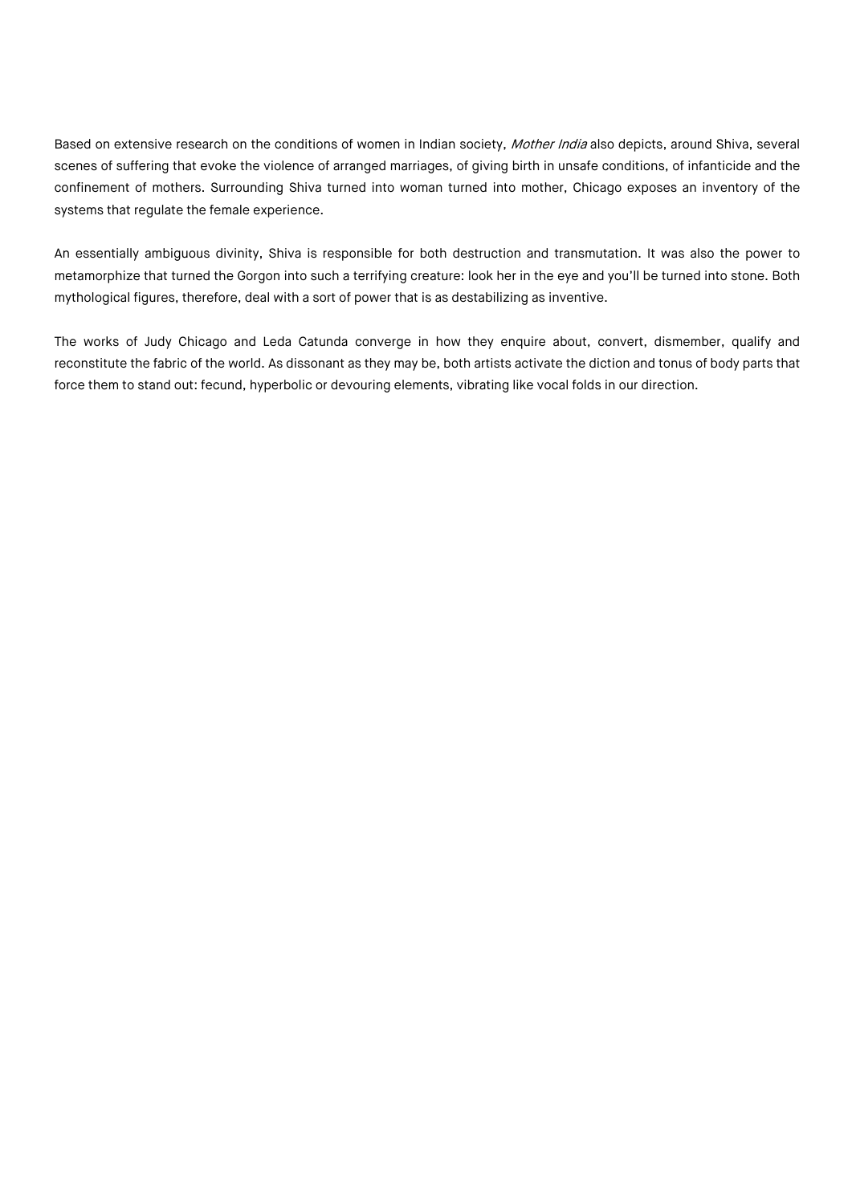Based on extensive research on the conditions of women in Indian society, *Mother India* also depicts, around Shiva, several scenes of suffering that evoke the violence of arranged marriages, of giving birth in unsafe conditions, of infanticide and the confinement of mothers. Surrounding Shiva turned into woman turned into mother, Chicago exposes an inventory of the systems that regulate the female experience.

An essentially ambiguous divinity, Shiva is responsible for both destruction and transmutation. It was also the power to metamorphize that turned the Gorgon into such a terrifying creature: look her in the eye and you'll be turned into stone. Both mythological figures, therefore, deal with a sort of power that is as destabilizing as inventive.

The works of Judy Chicago and Leda Catunda converge in how they enquire about, convert, dismember, qualify and reconstitute the fabric of the world. As dissonant as they may be, both artists activate the diction and tonus of body parts that force them to stand out: fecund, hyperbolic or devouring elements, vibrating like vocal folds in our direction.